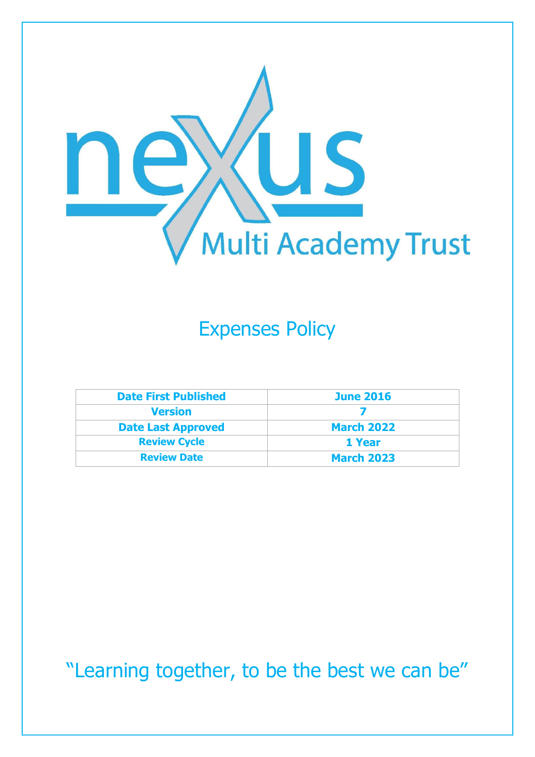# nexus Multi Academy Trust

# Expenses Policy

| Date First Published | June 2016 |
| --- | --- |
| Version | 7 |
| Date Last Approved | March 2022 |
| Review Cycle | 1 Year |
| Review Date | March 2023 |

"Learning together, to be the best we can be"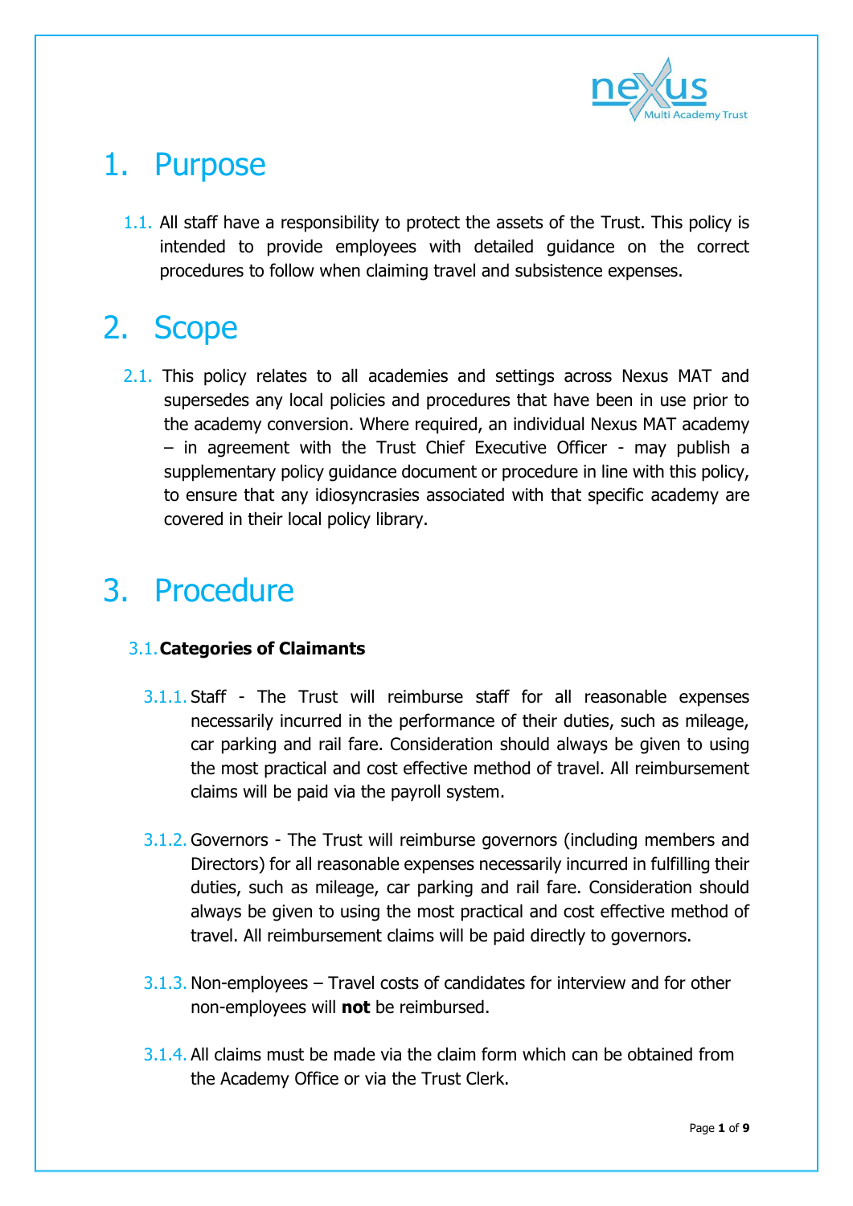# 1. Purpose

1.1. All staff have a responsibility to protect the assets of the Trust. This policy is intended to provide employees with detailed guidance on the correct procedures to follow when claiming travel and subsistence expenses.

# 2. Scope

2.1. This policy relates to all academies and settings across Nexus MAT and supersedes any local policies and procedures that have been in use prior to the academy conversion. Where required, an individual Nexus MAT academy – in agreement with the Trust Chief Executive Officer - may publish a supplementary policy guidance document or procedure in line with this policy, to ensure that any idiosyncrasies associated with that specific academy are covered in their local policy library.

# 3. Procedure

### 3.1. Categories of Claimants

3.1.1. Staff - The Trust will reimburse staff for all reasonable expenses necessarily incurred in the performance of their duties, such as mileage, car parking and rail fare. Consideration should always be given to using the most practical and cost effective method of travel. All reimbursement claims will be paid via the payroll system.

3.1.2. Governors - The Trust will reimburse governors (including members and Directors) for all reasonable expenses necessarily incurred in fulfilling their duties, such as mileage, car parking and rail fare. Consideration should always be given to using the most practical and cost effective method of travel. All reimbursement claims will be paid directly to governors.

3.1.3. Non-employees – Travel costs of candidates for interview and for other non-employees will **not** be reimbursed.

3.1.4. All claims must be made via the claim form which can be obtained from the Academy Office or via the Trust Clerk.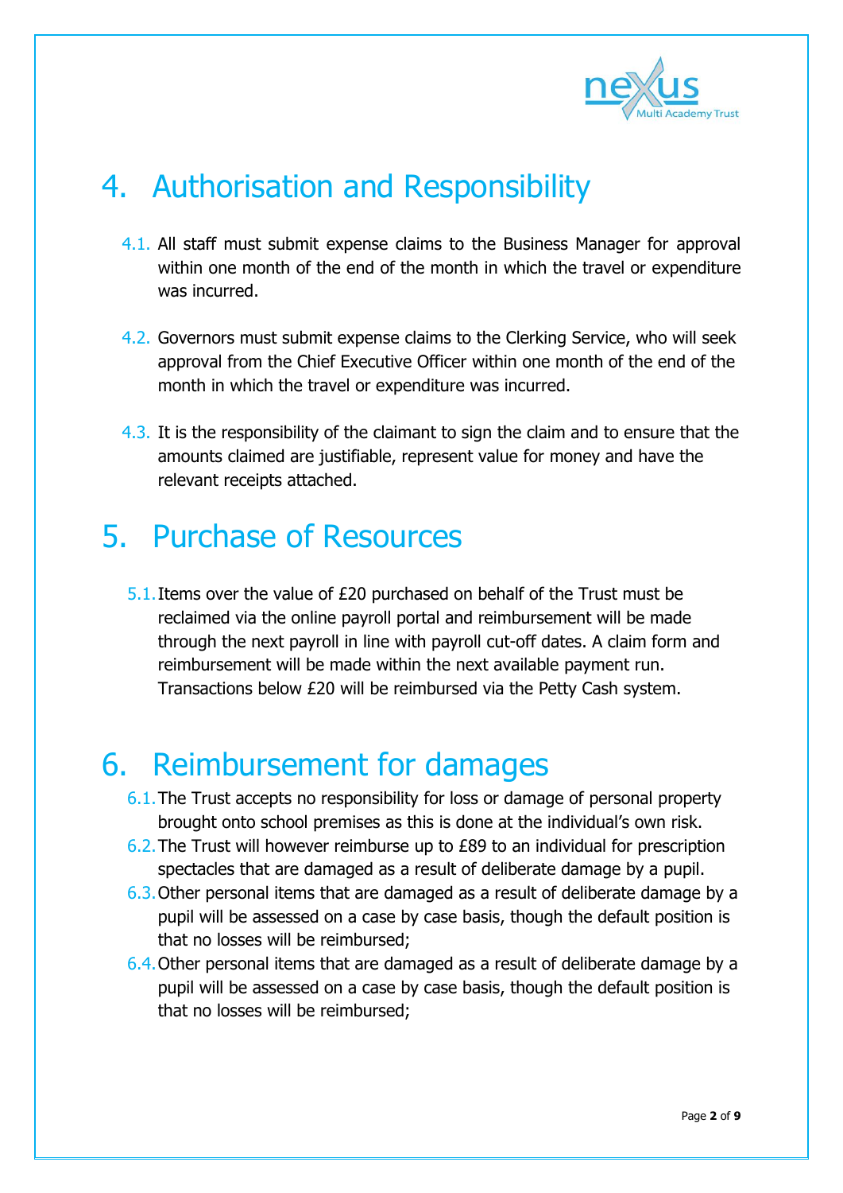# 4. Authorisation and Responsibility

4.1. All staff must submit expense claims to the Business Manager for approval within one month of the end of the month in which the travel or expenditure was incurred.

4.2. Governors must submit expense claims to the Clerking Service, who will seek approval from the Chief Executive Officer within one month of the end of the month in which the travel or expenditure was incurred.

4.3. It is the responsibility of the claimant to sign the claim and to ensure that the amounts claimed are justifiable, represent value for money and have the relevant receipts attached.

# 5. Purchase of Resources

5.1. Items over the value of £20 purchased on behalf of the Trust must be reclaimed via the online payroll portal and reimbursement will be made through the next payroll in line with payroll cut-off dates. A claim form and reimbursement will be made within the next available payment run. Transactions below £20 will be reimbursed via the Petty Cash system.

# 6. Reimbursement for damages

6.1. The Trust accepts no responsibility for loss or damage of personal property brought onto school premises as this is done at the individual's own risk.

6.2. The Trust will however reimburse up to £89 to an individual for prescription spectacles that are damaged as a result of deliberate damage by a pupil.

6.3. Other personal items that are damaged as a result of deliberate damage by a pupil will be assessed on a case by case basis, though the default position is that no losses will be reimbursed;

6.4. Other personal items that are damaged as a result of deliberate damage by a pupil will be assessed on a case by case basis, though the default position is that no losses will be reimbursed;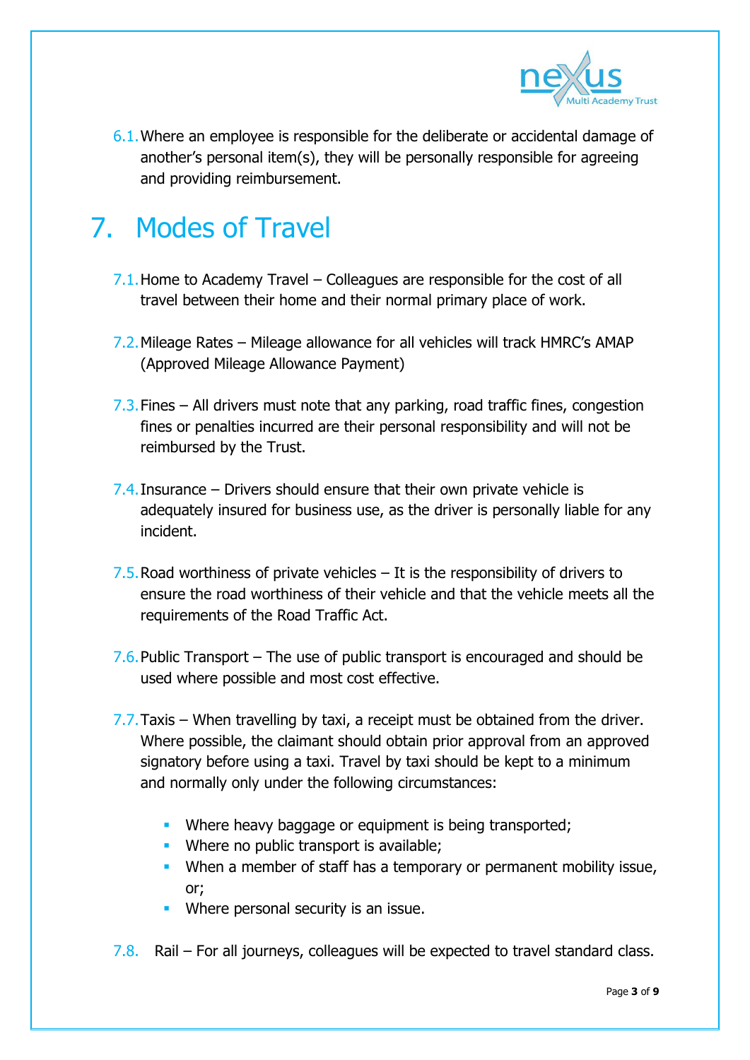6.1. Where an employee is responsible for the deliberate or accidental damage of another's personal item(s), they will be personally responsible for agreeing and providing reimbursement.

# 7. Modes of Travel

7.1. Home to Academy Travel – Colleagues are responsible for the cost of all travel between their home and their normal primary place of work.

7.2. Mileage Rates – Mileage allowance for all vehicles will track HMRC's AMAP (Approved Mileage Allowance Payment)

7.3. Fines – All drivers must note that any parking, road traffic fines, congestion fines or penalties incurred are their personal responsibility and will not be reimbursed by the Trust.

7.4. Insurance – Drivers should ensure that their own private vehicle is adequately insured for business use, as the driver is personally liable for any incident.

7.5. Road worthiness of private vehicles – It is the responsibility of drivers to ensure the road worthiness of their vehicle and that the vehicle meets all the requirements of the Road Traffic Act.

7.6. Public Transport – The use of public transport is encouraged and should be used where possible and most cost effective.

7.7. Taxis – When travelling by taxi, a receipt must be obtained from the driver. Where possible, the claimant should obtain prior approval from an approved signatory before using a taxi. Travel by taxi should be kept to a minimum and normally only under the following circumstances:

- Where heavy baggage or equipment is being transported;
- Where no public transport is available;
- When a member of staff has a temporary or permanent mobility issue, or;
- Where personal security is an issue.

7.8. Rail – For all journeys, colleagues will be expected to travel standard class.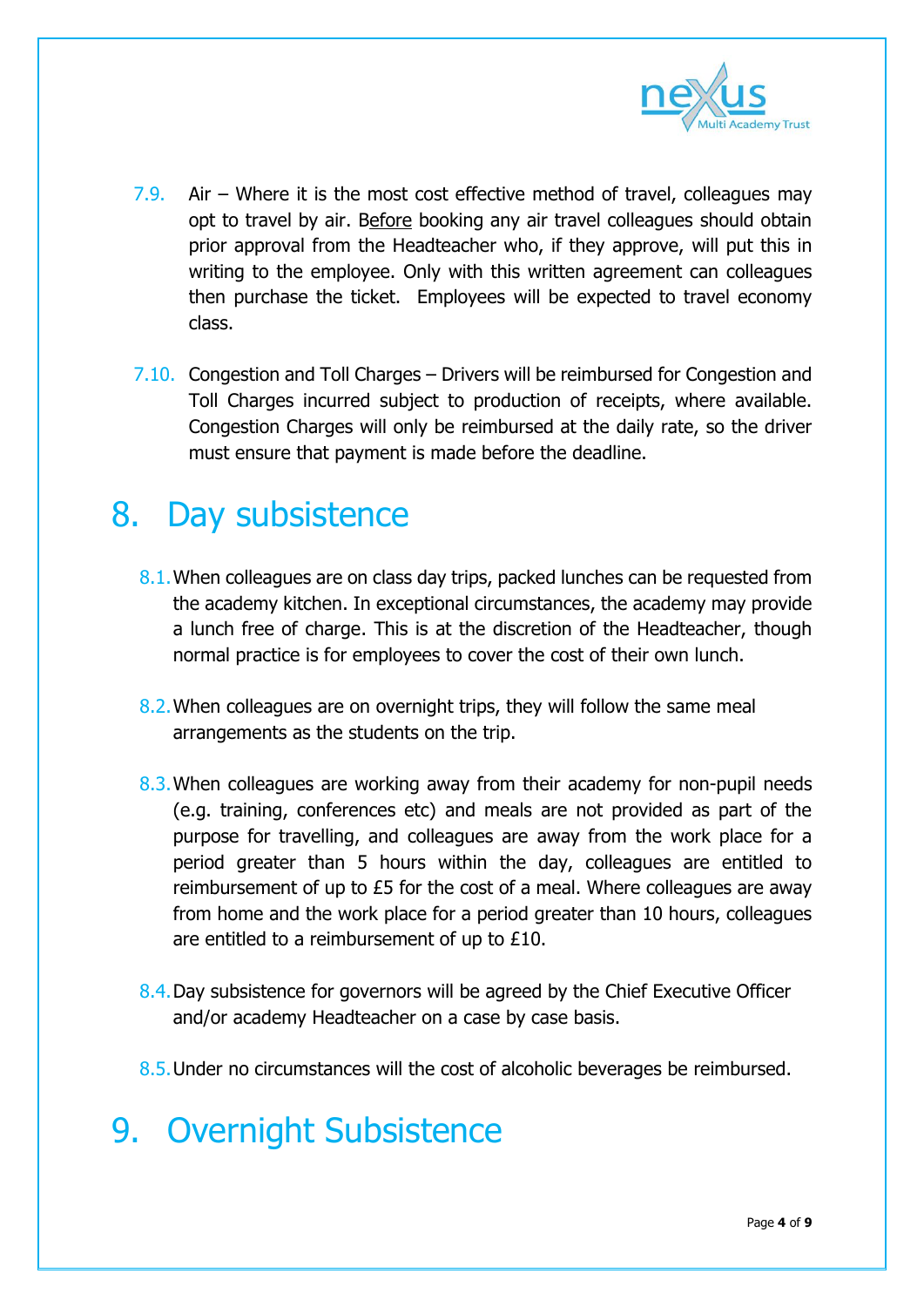7.9. Air – Where it is the most cost effective method of travel, colleagues may opt to travel by air. Before booking any air travel colleagues should obtain prior approval from the Headteacher who, if they approve, will put this in writing to the employee. Only with this written agreement can colleagues then purchase the ticket. Employees will be expected to travel economy class.

7.10. Congestion and Toll Charges – Drivers will be reimbursed for Congestion and Toll Charges incurred subject to production of receipts, where available. Congestion Charges will only be reimbursed at the daily rate, so the driver must ensure that payment is made before the deadline.

# 8. Day subsistence

8.1. When colleagues are on class day trips, packed lunches can be requested from the academy kitchen. In exceptional circumstances, the academy may provide a lunch free of charge. This is at the discretion of the Headteacher, though normal practice is for employees to cover the cost of their own lunch.

8.2. When colleagues are on overnight trips, they will follow the same meal arrangements as the students on the trip.

8.3. When colleagues are working away from their academy for non-pupil needs (e.g. training, conferences etc) and meals are not provided as part of the purpose for travelling, and colleagues are away from the work place for a period greater than 5 hours within the day, colleagues are entitled to reimbursement of up to £5 for the cost of a meal. Where colleagues are away from home and the work place for a period greater than 10 hours, colleagues are entitled to a reimbursement of up to £10.

8.4. Day subsistence for governors will be agreed by the Chief Executive Officer and/or academy Headteacher on a case by case basis.

8.5. Under no circumstances will the cost of alcoholic beverages be reimbursed.

# 9. Overnight Subsistence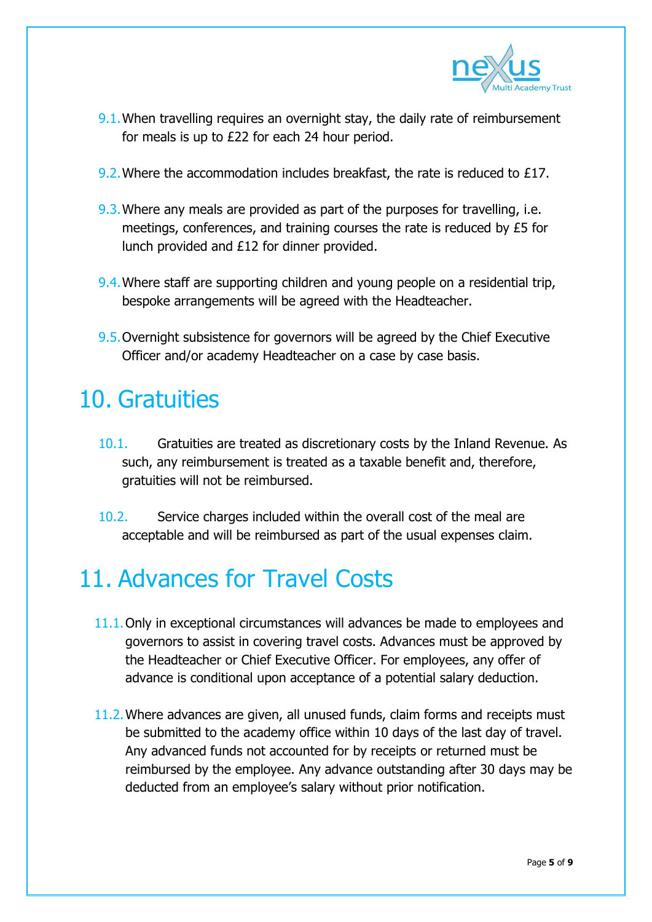9.1. When travelling requires an overnight stay, the daily rate of reimbursement for meals is up to £22 for each 24 hour period.

9.2. Where the accommodation includes breakfast, the rate is reduced to £17.

9.3. Where any meals are provided as part of the purposes for travelling, i.e. meetings, conferences, and training courses the rate is reduced by £5 for lunch provided and £12 for dinner provided.

9.4. Where staff are supporting children and young people on a residential trip, bespoke arrangements will be agreed with the Headteacher.

9.5. Overnight subsistence for governors will be agreed by the Chief Executive Officer and/or academy Headteacher on a case by case basis.

# 10. Gratuities

10.1. Gratuities are treated as discretionary costs by the Inland Revenue. As such, any reimbursement is treated as a taxable benefit and, therefore, gratuities will not be reimbursed.

10.2. Service charges included within the overall cost of the meal are acceptable and will be reimbursed as part of the usual expenses claim.

# 11. Advances for Travel Costs

11.1. Only in exceptional circumstances will advances be made to employees and governors to assist in covering travel costs. Advances must be approved by the Headteacher or Chief Executive Officer. For employees, any offer of advance is conditional upon acceptance of a potential salary deduction.

11.2. Where advances are given, all unused funds, claim forms and receipts must be submitted to the academy office within 10 days of the last day of travel. Any advanced funds not accounted for by receipts or returned must be reimbursed by the employee. Any advance outstanding after 30 days may be deducted from an employee's salary without prior notification.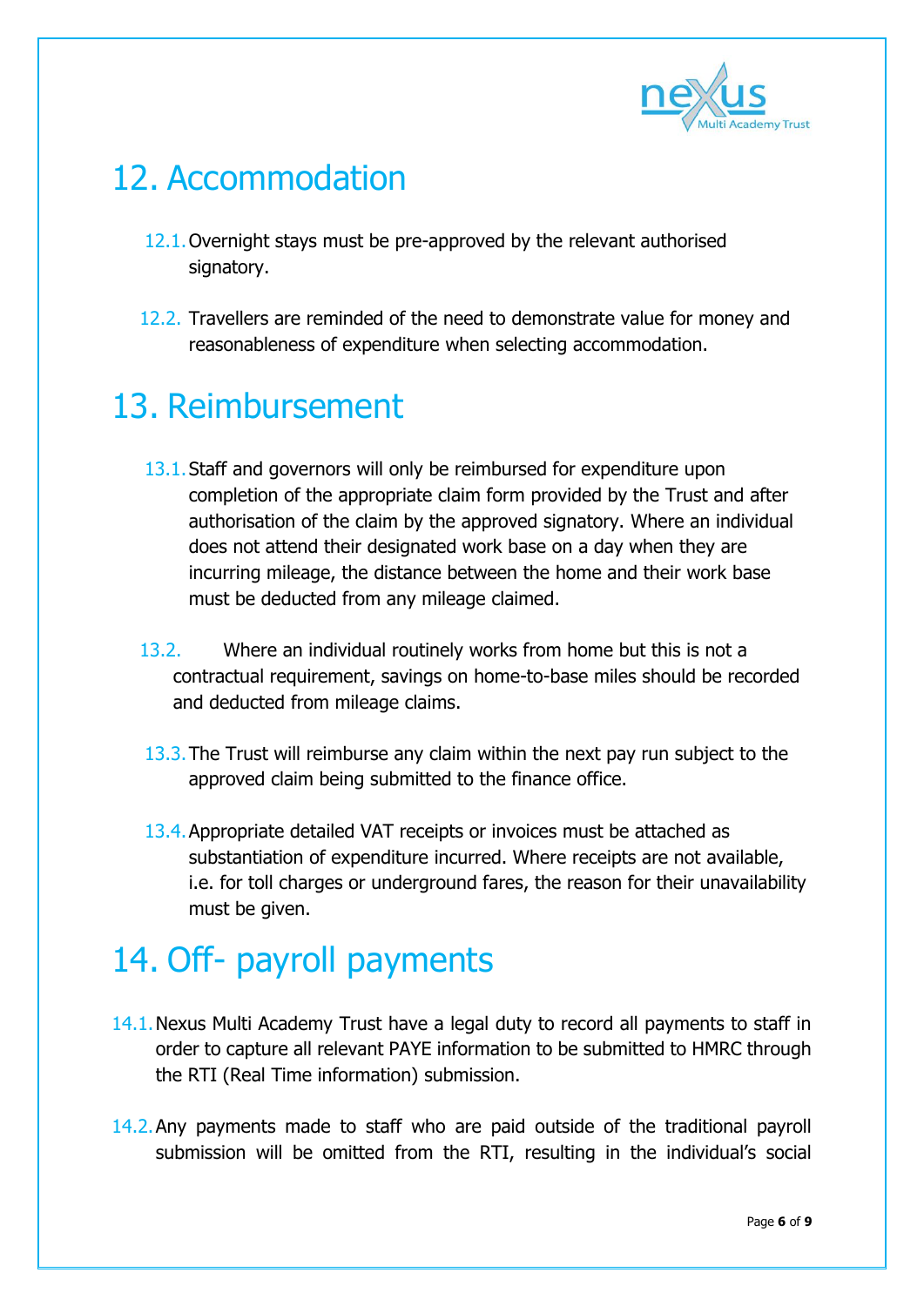# 12. Accommodation

12.1. Overnight stays must be pre-approved by the relevant authorised signatory.

12.2. Travellers are reminded of the need to demonstrate value for money and reasonableness of expenditure when selecting accommodation.

# 13. Reimbursement

13.1. Staff and governors will only be reimbursed for expenditure upon completion of the appropriate claim form provided by the Trust and after authorisation of the claim by the approved signatory. Where an individual does not attend their designated work base on a day when they are incurring mileage, the distance between the home and their work base must be deducted from any mileage claimed.

13.2. Where an individual routinely works from home but this is not a contractual requirement, savings on home-to-base miles should be recorded and deducted from mileage claims.

13.3. The Trust will reimburse any claim within the next pay run subject to the approved claim being submitted to the finance office.

13.4. Appropriate detailed VAT receipts or invoices must be attached as substantiation of expenditure incurred. Where receipts are not available, i.e. for toll charges or underground fares, the reason for their unavailability must be given.

# 14. Off- payroll payments

14.1. Nexus Multi Academy Trust have a legal duty to record all payments to staff in order to capture all relevant PAYE information to be submitted to HMRC through the RTI (Real Time information) submission.

14.2. Any payments made to staff who are paid outside of the traditional payroll submission will be omitted from the RTI, resulting in the individual's social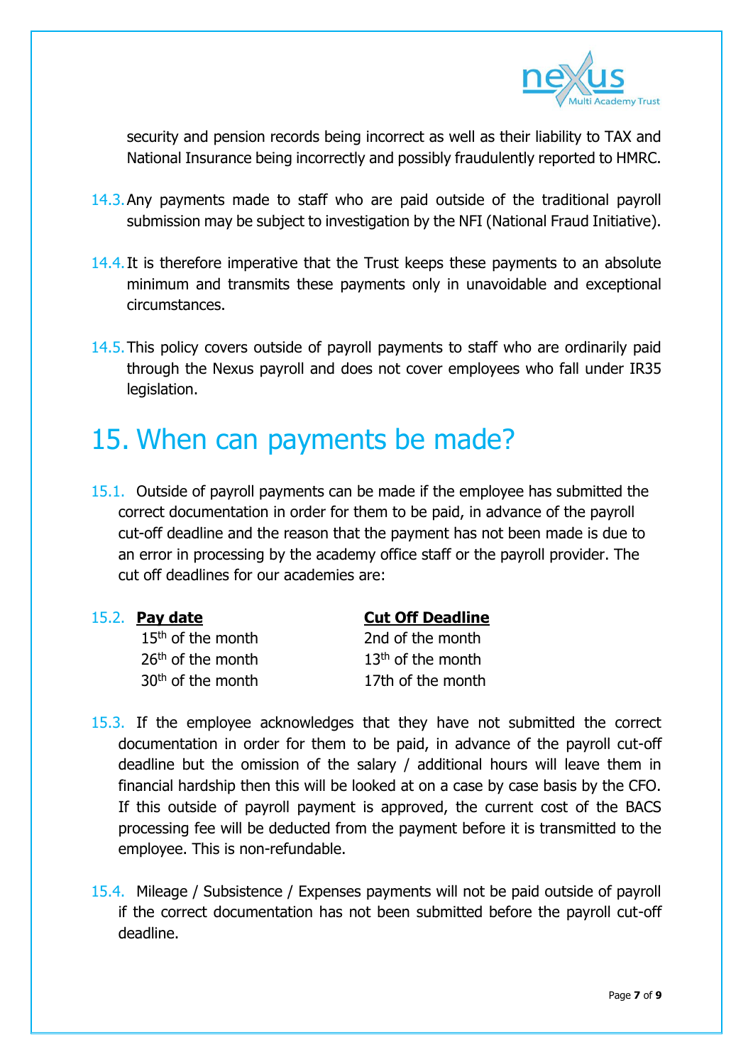security and pension records being incorrect as well as their liability to TAX and National Insurance being incorrectly and possibly fraudulently reported to HMRC.

14.3. Any payments made to staff who are paid outside of the traditional payroll submission may be subject to investigation by the NFI (National Fraud Initiative).

14.4. It is therefore imperative that the Trust keeps these payments to an absolute minimum and transmits these payments only in unavoidable and exceptional circumstances.

14.5. This policy covers outside of payroll payments to staff who are ordinarily paid through the Nexus payroll and does not cover employees who fall under IR35 legislation.

# 15. When can payments be made?

15.1. Outside of payroll payments can be made if the employee has submitted the correct documentation in order for them to be paid, in advance of the payroll cut-off deadline and the reason that the payment has not been made is due to an error in processing by the academy office staff or the payroll provider. The cut off deadlines for our academies are:

15.2.

| **Pay date** | **Cut Off Deadline** |
|---|---|
| 15th of the month | 2nd of the month |
| 26th of the month | 13th of the month |
| 30th of the month | 17th of the month |

15.3. If the employee acknowledges that they have not submitted the correct documentation in order for them to be paid, in advance of the payroll cut-off deadline but the omission of the salary / additional hours will leave them in financial hardship then this will be looked at on a case by case basis by the CFO. If this outside of payroll payment is approved, the current cost of the BACS processing fee will be deducted from the payment before it is transmitted to the employee. This is non-refundable.

15.4. Mileage / Subsistence / Expenses payments will not be paid outside of payroll if the correct documentation has not been submitted before the payroll cut-off deadline.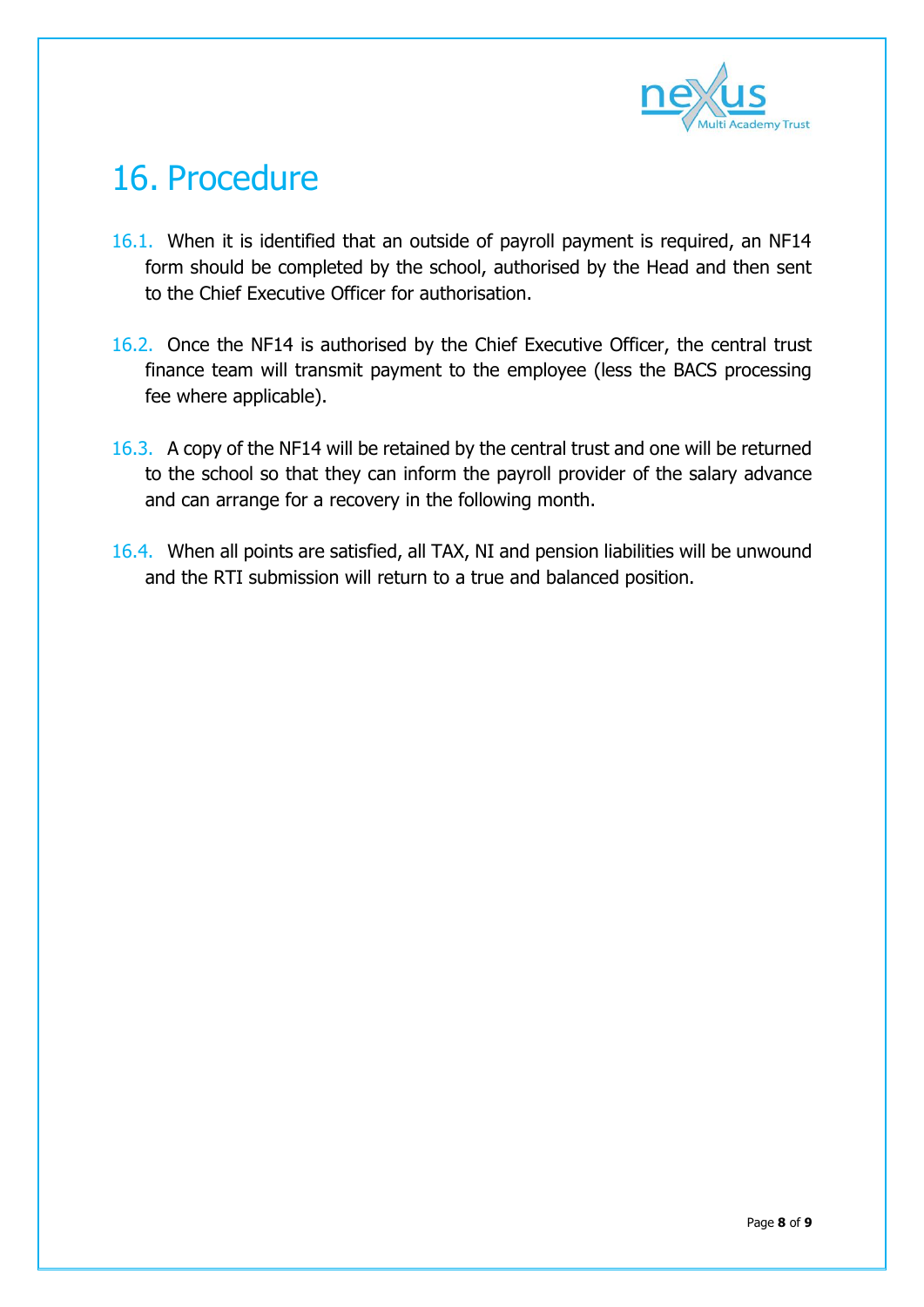# 16. Procedure

16.1. When it is identified that an outside of payroll payment is required, an NF14 form should be completed by the school, authorised by the Head and then sent to the Chief Executive Officer for authorisation.

16.2. Once the NF14 is authorised by the Chief Executive Officer, the central trust finance team will transmit payment to the employee (less the BACS processing fee where applicable).

16.3. A copy of the NF14 will be retained by the central trust and one will be returned to the school so that they can inform the payroll provider of the salary advance and can arrange for a recovery in the following month.

16.4. When all points are satisfied, all TAX, NI and pension liabilities will be unwound and the RTI submission will return to a true and balanced position.